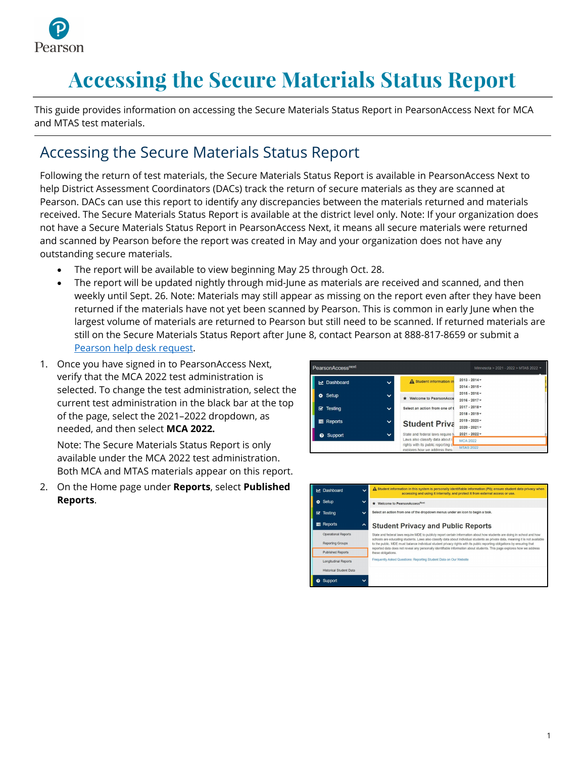# Accessing the Secure Materials Status Report

This guide provides information on accessing the Secure Materials Status Report in PearsonAccess Next for MCA and MTAS test materials.

## Accessing the Secure Materials Status Report

Following the return of test materials, the Secure Materials Status Report is available in PearsonAccess Next to help District Assessment Coordinators (DACs) track the return of secure materials as they are scanned at Pearson. DACs can use this report to identify any discrepancies between the materials returned and materials received. The Secure Materials Status Report is available at the district level only. Note: If your organization does not have a Secure Materials Status Report in PearsonAccess Next, it means all secure materials were returned and scanned by Pearson before the report was created in May and your organization does not have any outstanding secure materials.

- The report will be available to view beginning May 25 through Oct. 28.
- The report will be updated nightly through mid-June as materials are received and scanned, and then weekly until Sept. 26. Note: Materials may still appear as missing on the report even after they have been returned if the materials have not yet been scanned by Pearson. This is common in early June when the largest volume of materials are returned to Pearson but still need to be scanned. If returned materials are still on the Secure Materials Status Report after June 8, contact Pearson at 888-817-8659 or submit a [Pearson help desk request](#).

1. Once you have signed in to PearsonAccess Next, verify that the MCA 2022 test administration is selected. To change the test administration, select the current test administration in the black bar at the top of the page, select the 2021–2022 dropdown, as needed, and then select **MCA 2022.**

   Note: The Secure Materials Status Report is only available under the MCA 2022 test administration. Both MCA and MTAS materials appear on this report.

2. On the Home page under **Reports**, select **Published Reports**.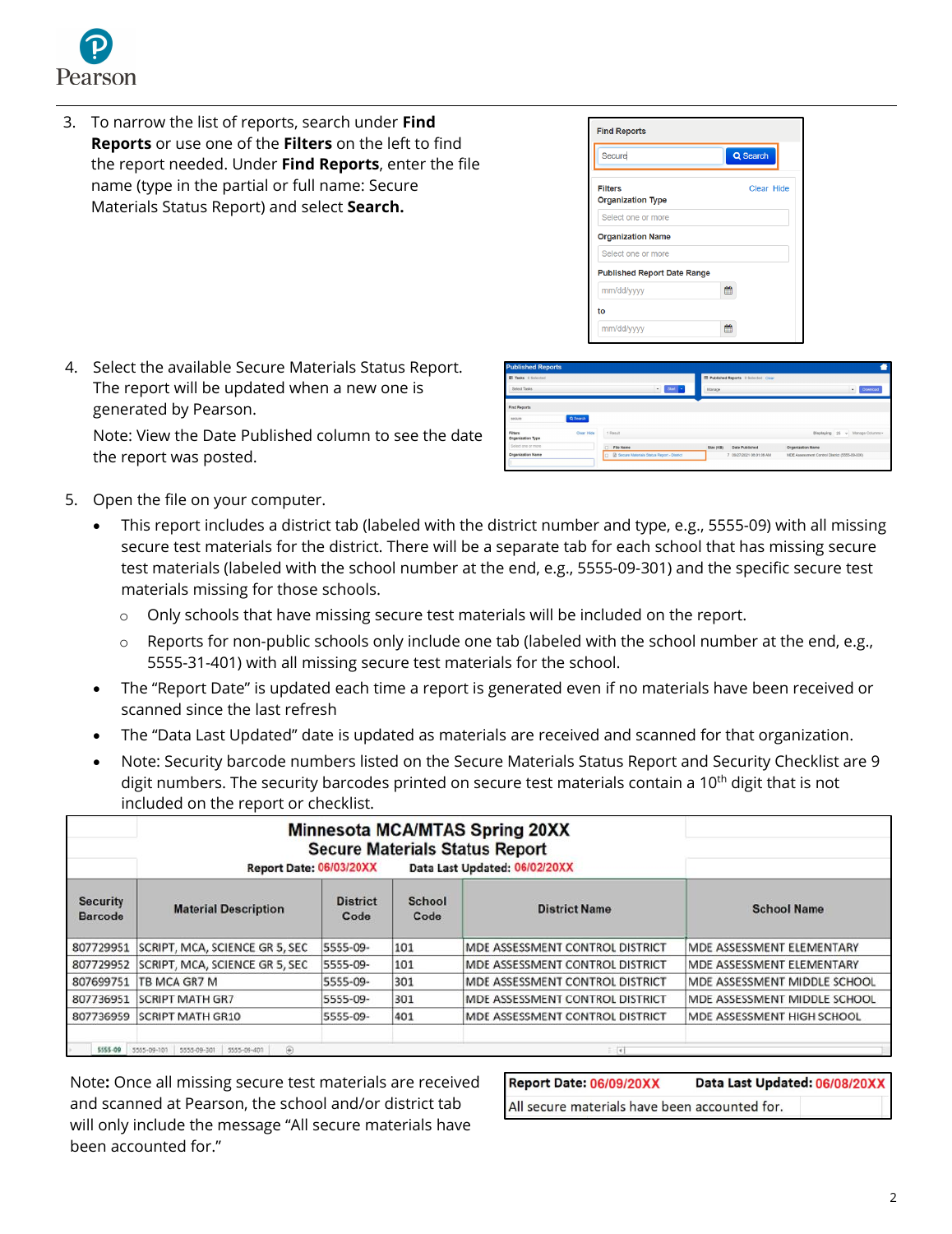3. To narrow the list of reports, search under **Find Reports** or use one of the **Filters** on the left to find the report needed. Under **Find Reports**, enter the file name (type in the partial or full name: Secure Materials Status Report) and select **Search.**

4. Select the available Secure Materials Status Report. The report will be updated when a new one is generated by Pearson.

   Note: View the Date Published column to see the date the report was posted.

5. Open the file on your computer.
   - This report includes a district tab (labeled with the district number and type, e.g., 5555-09) with all missing secure test materials for the district. There will be a separate tab for each school that has missing secure test materials (labeled with the school number at the end, e.g., 5555-09-301) and the specific secure test materials missing for those schools.
     - Only schools that have missing secure test materials will be included on the report.
     - Reports for non-public schools only include one tab (labeled with the school number at the end, e.g., 5555-31-401) with all missing secure test materials for the school.
   - The "Report Date" is updated each time a report is generated even if no materials have been received or scanned since the last refresh
   - The "Data Last Updated" date is updated as materials are received and scanned for that organization.
   - Note: Security barcode numbers listed on the Secure Materials Status Report and Security Checklist are 9 digit numbers. The security barcodes printed on secure test materials contain a 10th digit that is not included on the report or checklist.

**Minnesota MCA/MTAS Spring 20XX**
**Secure Materials Status Report**
**Report Date:** 06/03/20XX **Data Last Updated:** 06/02/20XX

| Security Barcode | Material Description | District Code | School Code | District Name | School Name |
|---|---|---|---|---|---|
| 807729951 | SCRIPT, MCA, SCIENCE GR 5, SEC | 5555-09- | 101 | MDE ASSESSMENT CONTROL DISTRICT | MDE ASSESSMENT ELEMENTARY |
| 807729952 | SCRIPT, MCA, SCIENCE GR 5, SEC | 5555-09- | 101 | MDE ASSESSMENT CONTROL DISTRICT | MDE ASSESSMENT ELEMENTARY |
| 807699751 | TB MCA GR7 M | 5555-09- | 301 | MDE ASSESSMENT CONTROL DISTRICT | MDE ASSESSMENT MIDDLE SCHOOL |
| 807736951 | SCRIPT MATH GR7 | 5555-09- | 301 | MDE ASSESSMENT CONTROL DISTRICT | MDE ASSESSMENT MIDDLE SCHOOL |
| 807736959 | SCRIPT MATH GR10 | 5555-09- | 401 | MDE ASSESSMENT CONTROL DISTRICT | MDE ASSESSMENT HIGH SCHOOL |

5555-09 | 5555-09-101 | 5555-09-301 | 5555-09-401

Note: Once all missing secure test materials are received and scanned at Pearson, the school and/or district tab will only include the message "All secure materials have been accounted for."

**Report Date:** 06/09/20XX **Data Last Updated:** 06/08/20XX
All secure materials have been accounted for.